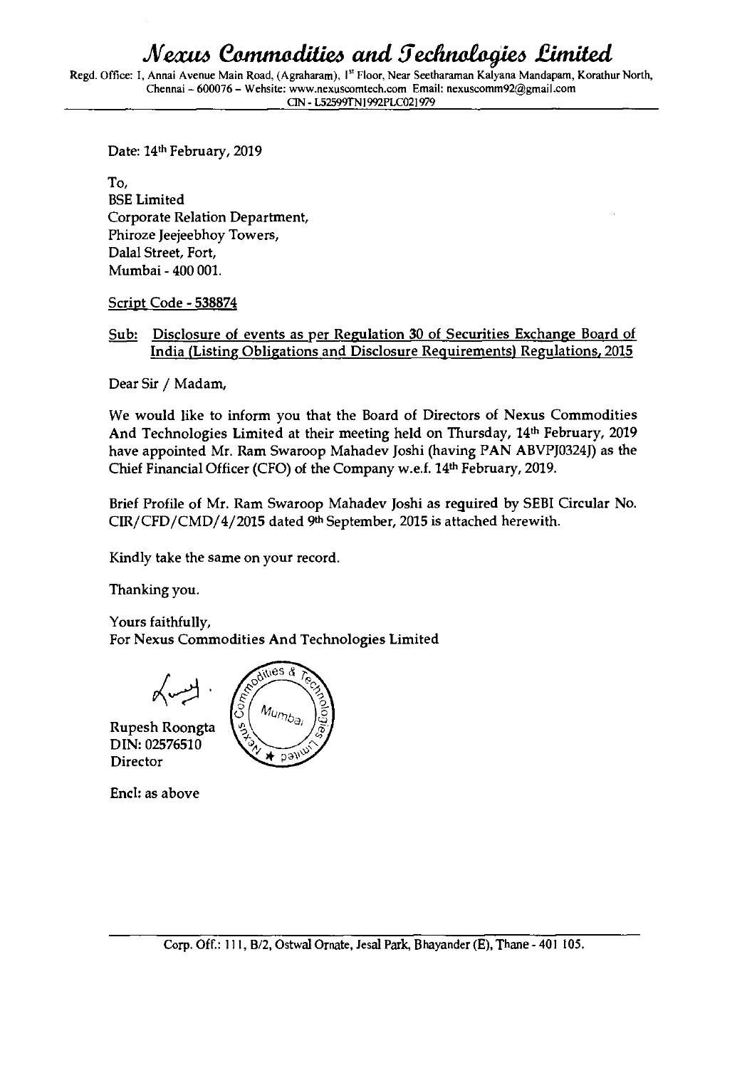# Nexus Commodities and Technologies Limited

Regd. Office: I, Annai Avenue Main Road, (Agraharam), 1st Floor, Near Seetharaman Kalyana Mandapam, Korathur North, Chennai – 600076 – Website: www.nexuscomtech.com Email: nexuscomm92@gmail.com

CIN - L52599TN1992PLC021979

Date: 14th February, 2019

To,
BSE Limited
Corporate Relation Department,
Phiroze Jeejeebhoy Towers,
Dalal Street, Fort,
Mumbai - 400 001.

Script Code - 538874

Sub: Disclosure of events as per Regulation 30 of Securities Exchange Board of India (Listing Obligations and Disclosure Requirements) Regulations, 2015

Dear Sir / Madam,

We would like to inform you that the Board of Directors of Nexus Commodities And Technologies Limited at their meeting held on Thursday, 14th February, 2019 have appointed Mr. Ram Swaroop Mahadev Joshi (having PAN ABVPJ0324J) as the Chief Financial Officer (CFO) of the Company w.e.f. 14th February, 2019.

Brief Profile of Mr. Ram Swaroop Mahadev Joshi as required by SEBI Circular No. CIR/CFD/CMD/4/2015 dated 9th September, 2015 is attached herewith.

Kindly take the same on your record.

Thanking you.

Yours faithfully,
For Nexus Commodities And Technologies Limited

Rupesh Roongta
DIN: 02576510
Director

Encl: as above

Corp. Off.: 111, B/2, Ostwal Ornate, Jesal Park, Bhayander (E), Thane - 401 105.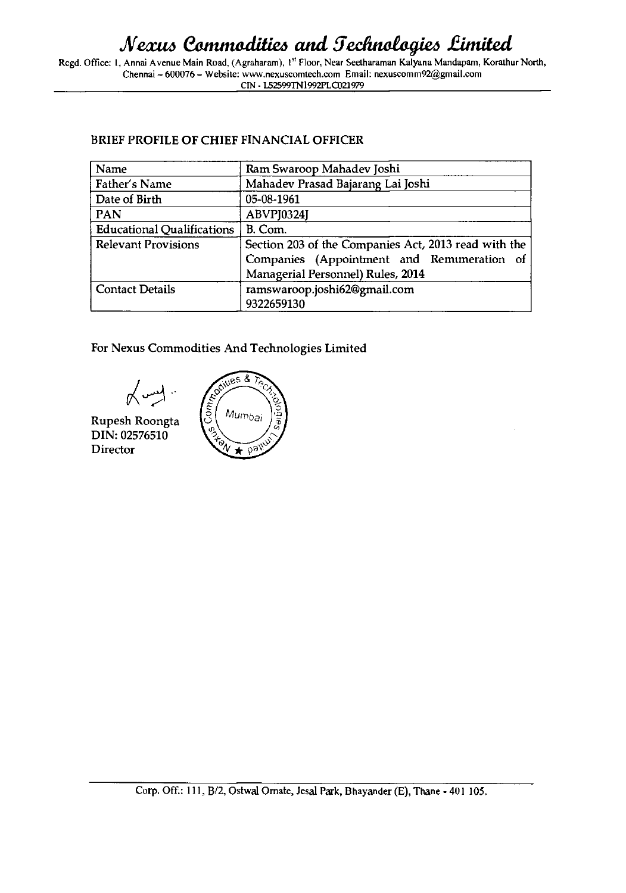# Nexus Commodities and Technologies Limited

Regd. Office: 1, Annai Avenue Main Road, (Agraharam), 1st Floor, Near Seetharaman Kalyana Mandapam, Korathur North, Chennai – 600076 – Website: www.nexuscomtech.com Email: nexuscomm92@gmail.com
CIN - L52599TN1992PLC021979

## BRIEF PROFILE OF CHIEF FINANCIAL OFFICER

| | |
|---|---|
| Name | Ram Swaroop Mahadev Joshi |
| Father's Name | Mahadev Prasad Bajarang Lai Joshi |
| Date of Birth | 05-08-1961 |
| PAN | ABVPJ0324J |
| Educational Qualifications | B. Com. |
| Relevant Provisions | Section 203 of the Companies Act, 2013 read with the Companies (Appointment and Remmeration of Managerial Personnel) Rules, 2014 |
| Contact Details | ramswaroop.joshi62@gmail.com 9322659130 |

For Nexus Commodities And Technologies Limited

Rupesh Roongta
DIN: 02576510
Director

Corp. Off.: 111, B/2, Ostwal Ornate, Jesal Park, Bhayander (E), Thane - 401 105.